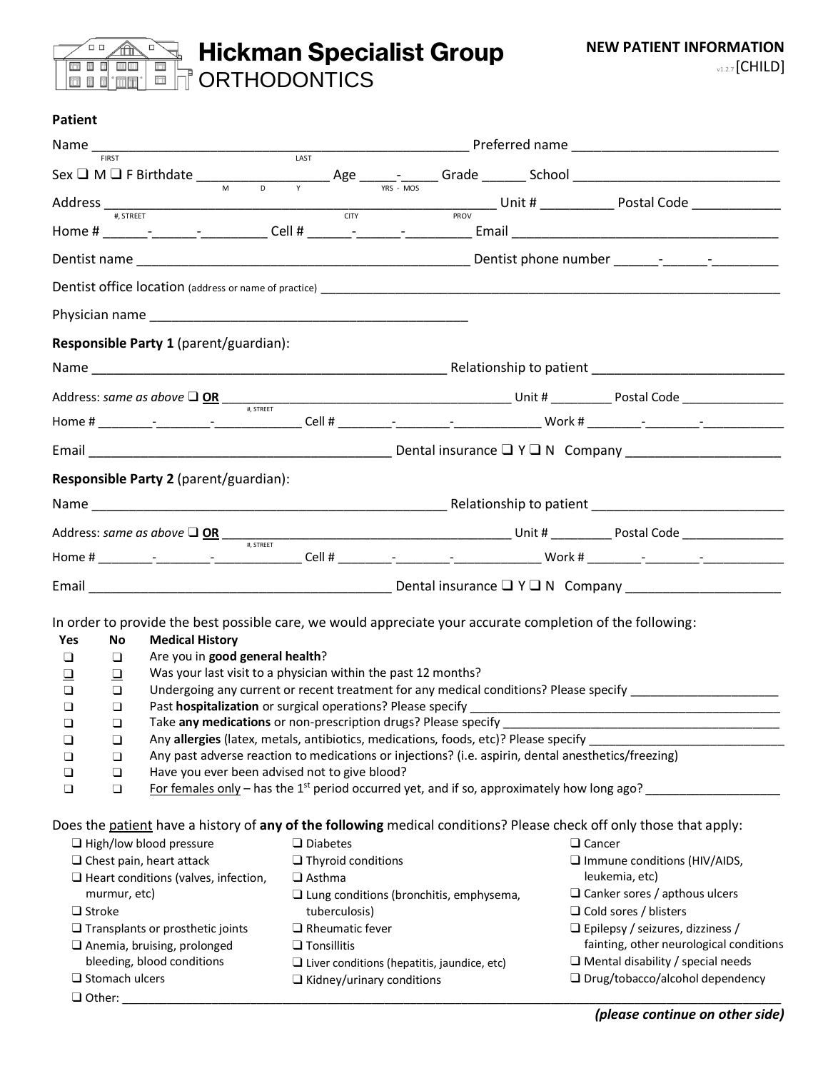# Hickman Specialist Group

ORTHODONTICS

**NEW PATIENT INFORMATION**

v1.2.7 [CHILD]

**Patient**

Name ________________________________________________ Preferred name __________________________
FIRST LAST

Sex ❑ M ❑ F Birthdate _________________ Age _____-_____ Grade ______ School ___________________________
M D Y YRS - MOS

Address ___________________________________________________ Unit # _________ Postal Code ____________
#, STREET CITY PROV

Home # ______-______-_________ Cell # ______-______-_________ Email ____________________________________

Dentist name ____________________________________________ Dentist phone number ______-______-_________

Dentist office location (address or name of practice) ____________________________________________________________

Physician name ________________________________________

**Responsible Party 1** (parent/guardian):

Name _______________________________________________ Relationship to patient __________________________

Address: *same as above* ❑ **OR** ______________________________________ Unit # ________ Postal Code ______________
#, STREET

Home # ________-________-_____________ Cell # ________-________-____________ Work # ________-________-___________

Email _________________________________________ Dental insurance ❑ Y ❑ N Company _____________________

**Responsible Party 2** (parent/guardian):

Name _______________________________________________ Relationship to patient __________________________

Address: *same as above* ❑ **OR** ______________________________________ Unit # ________ Postal Code ______________
#, STREET

Home # ________-________-_____________ Cell # ________-________-____________ Work # ________-________-___________

Email _________________________________________ Dental insurance ❑ Y ❑ N Company _____________________

In order to provide the best possible care, we would appreciate your accurate completion of the following:

| Yes | No | Medical History |
|---|---|---|
| ❑ | ❑ | Are you in **good general health**? |
| ❑ | ❑ | Was your last visit to a physician within the past 12 months? |
| ❑ | ❑ | Undergoing any current or recent treatment for any medical conditions? Please specify _____________________ |
| ❑ | ❑ | Past **hospitalization** or surgical operations? Please specify _____________________________________________ |
| ❑ | ❑ | Take **any medications** or non-prescription drugs? Please specify __________________________________________ |
| ❑ | ❑ | Any **allergies** (latex, metals, antibiotics, medications, foods, etc)? Please specify ___________________________ |
| ❑ | ❑ | Any past adverse reaction to medications or injections? (i.e. aspirin, dental anesthetics/freezing) |
| ❑ | ❑ | Have you ever been advised not to give blood? |
| ❑ | ❑ | For females only – has the 1st period occurred yet, and if so, approximately how long ago? ___________________ |

Does the patient have a history of **any of the following** medical conditions? Please check off only those that apply:

- ❑ High/low blood pressure
- ❑ Chest pain, heart attack
- ❑ Heart conditions (valves, infection, murmur, etc)
- ❑ Stroke
- ❑ Transplants or prosthetic joints
- ❑ Anemia, bruising, prolonged bleeding, blood conditions
- ❑ Stomach ulcers
- ❑ Diabetes
- ❑ Thyroid conditions
- ❑ Asthma
- ❑ Lung conditions (bronchitis, emphysema, tuberculosis)
- ❑ Rheumatic fever
- ❑ Tonsillitis
- ❑ Liver conditions (hepatitis, jaundice, etc)
- ❑ Kidney/urinary conditions
- ❑ Cancer
- ❑ Immune conditions (HIV/AIDS, leukemia, etc)
- ❑ Canker sores / apthous ulcers
- ❑ Cold sores / blisters
- ❑ Epilepsy / seizures, dizziness / fainting, other neurological conditions
- ❑ Mental disability / special needs
- ❑ Drug/tobacco/alcohol dependency

❑ Other: ______________________________________________________________________________________________

***(please continue on other side)***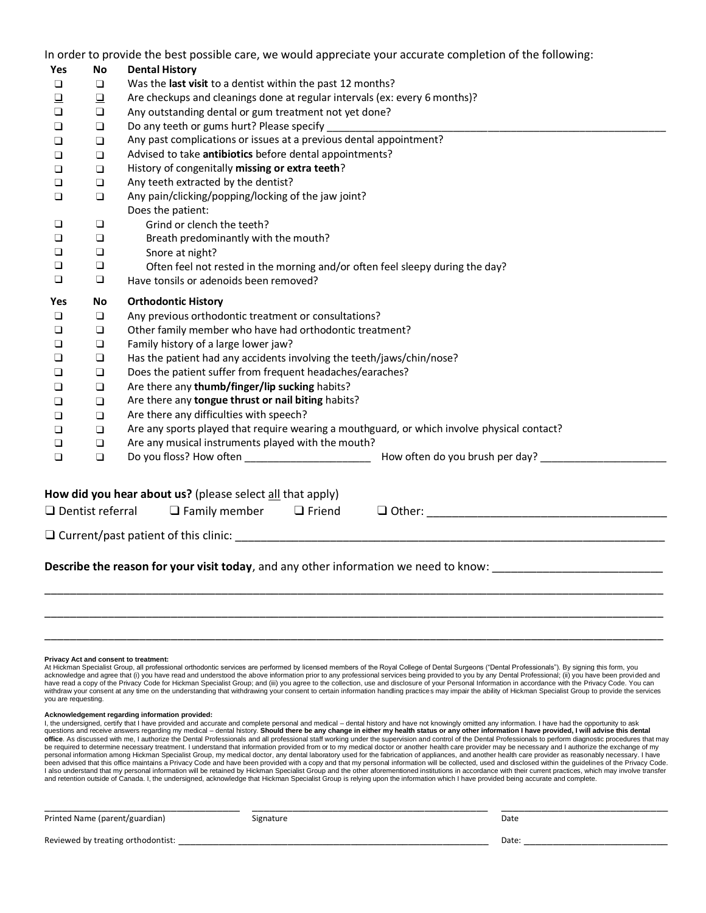In order to provide the best possible care, we would appreciate your accurate completion of the following:

| Yes | No | Dental History |
| --- | --- | --- |
| ❑ | ❑ | Was the **last visit** to a dentist within the past 12 months? |
| ❑ | ❑ | Are checkups and cleanings done at regular intervals (ex: every 6 months)? |
| ❑ | ❑ | Any outstanding dental or gum treatment not yet done? |
| ❑ | ❑ | Do any teeth or gums hurt? Please specify ______________________________ |
| ❑ | ❑ | Any past complications or issues at a previous dental appointment? |
| ❑ | ❑ | Advised to take **antibiotics** before dental appointments? |
| ❑ | ❑ | History of congenitally **missing or extra teeth**? |
| ❑ | ❑ | Any teeth extracted by the dentist? |
| ❑ | ❑ | Any pain/clicking/popping/locking of the jaw joint? |
| | | Does the patient: |
| ❑ | ❑ | Grind or clench the teeth? |
| ❑ | ❑ | Breath predominantly with the mouth? |
| ❑ | ❑ | Snore at night? |
| ❑ | ❑ | Often feel not rested in the morning and/or often feel sleepy during the day? |
| ❑ | ❑ | Have tonsils or adenoids been removed? |

| Yes | No | Orthodontic History |
| --- | --- | --- |
| ❑ | ❑ | Any previous orthodontic treatment or consultations? |
| ❑ | ❑ | Other family member who have had orthodontic treatment? |
| ❑ | ❑ | Family history of a large lower jaw? |
| ❑ | ❑ | Has the patient had any accidents involving the teeth/jaws/chin/nose? |
| ❑ | ❑ | Does the patient suffer from frequent headaches/earaches? |
| ❑ | ❑ | Are there any **thumb/finger/lip sucking** habits? |
| ❑ | ❑ | Are there any **tongue thrust or nail biting** habits? |
| ❑ | ❑ | Are there any difficulties with speech? |
| ❑ | ❑ | Are any sports played that require wearing a mouthguard, or which involve physical contact? |
| ❑ | ❑ | Are any musical instruments played with the mouth? |
| ❑ | ❑ | Do you floss? How often ____________ How often do you brush per day? ____________ |

**How did you hear about us?** (please select all that apply)

❑ Dentist referral ❑ Family member ❑ Friend ❑ Other: ______________________________

❑ Current/past patient of this clinic: ______________________________________________

**Describe the reason for your visit today**, and any other information we need to know: ____________________

______________________________________________________________________________

______________________________________________________________________________

______________________________________________________________________________

**Privacy Act and consent to treatment:**
At Hickman Specialist Group, all professional orthodontic services are performed by licensed members of the Royal College of Dental Surgeons ("Dental Professionals"). By signing this form, you acknowledge and agree that (i) you have read and understood the above information prior to any professional services being provided to you by any Dental Professional; (ii) you have been provided and have read a copy of the Privacy Code for Hickman Specialist Group; and (iii) you agree to the collection, use and disclosure of your Personal Information in accordance with the Privacy Code. You can withdraw your consent at any time on the understanding that withdrawing your consent to certain information handling practices may impair the ability of Hickman Specialist Group to provide the services you are requesting.

**Acknowledgement regarding information provided:**
I, the undersigned, certify that I have provided and accurate and complete personal and medical – dental history and have not knowingly omitted any information. I have had the opportunity to ask questions and receive answers regarding my medical – dental history. **Should there be any change in either my health status or any other information I have provided, I will advise this dental office**. As discussed with me, I authorize the Dental Professionals and all professional staff working under the supervision and control of the Dental Professionals to perform diagnostic procedures that may be required to determine necessary treatment. I understand that information provided from or to my medical doctor or another health care provider may be necessary and I authorize the exchange of my personal information among Hickman Specialist Group, my medical doctor, any dental laboratory used for the fabrication of appliances, and another health care provider as reasonably necessary. I have been advised that this office maintains a Privacy Code and have been provided with a copy and that my personal information will be collected, used and disclosed within the guidelines of the Privacy Code. I also understand that my personal information will be retained by Hickman Specialist Group and the other aforementioned institutions in accordance with their current practices, which may involve transfer and retention outside of Canada. I, the undersigned, acknowledge that Hickman Specialist Group is relying upon the information which I have provided being accurate and complete.

______________________ ______________________ ______________________

Printed Name (parent/guardian) Signature Date

Reviewed by treating orthodontist: ______________________________ Date: ______________